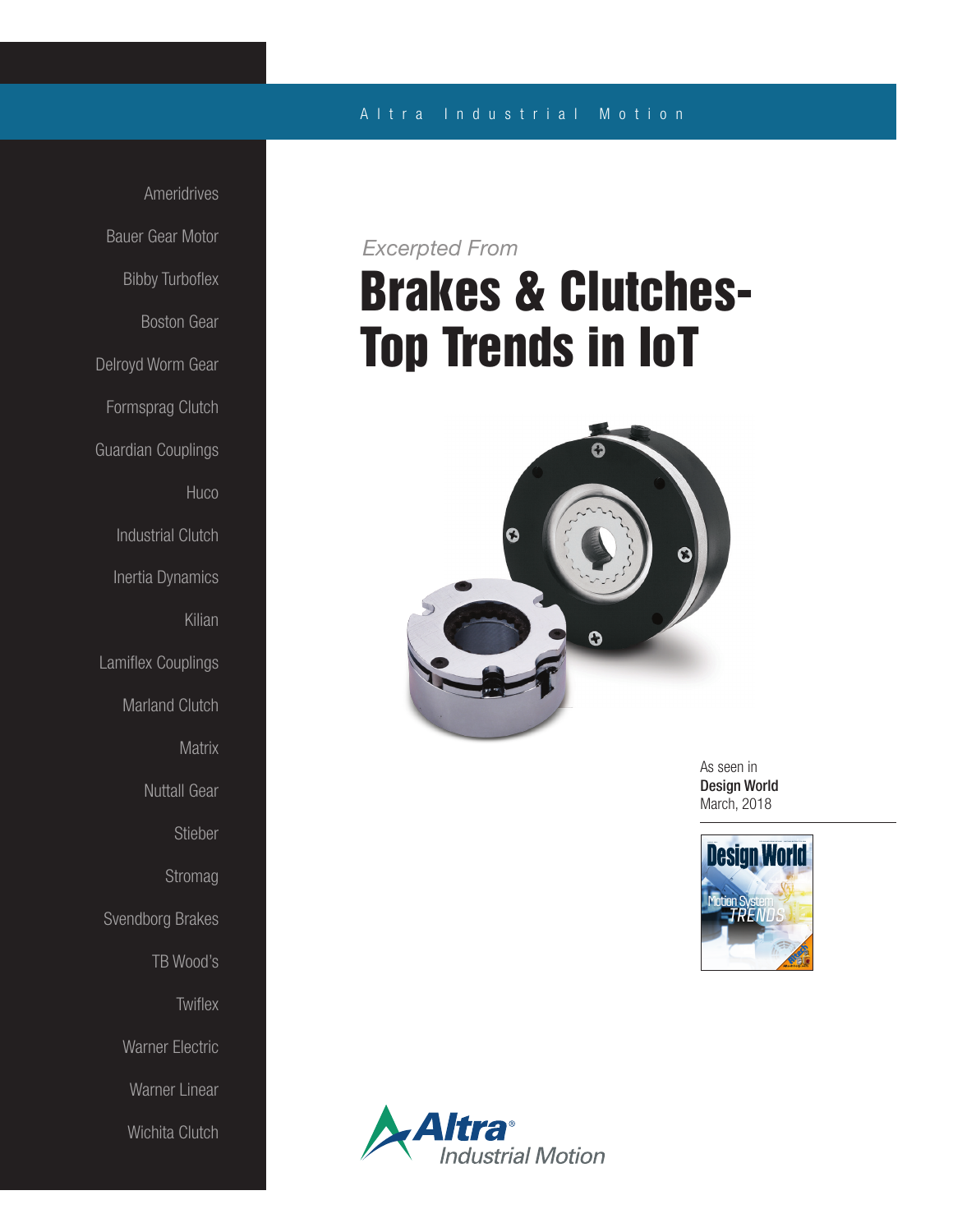Altra Industrial Motion

Ameridrives

Bauer Gear Motor

Bibby Turboflex

Boston Gear

Delroyd Worm Gear

Formsprag Clutch

Guardian Couplings

Huco

Industrial Clutch

Inertia Dynamics

Kilian

Lamiflex Couplings

Marland Clutch

Matrix

Nuttall Gear

Stieber

Stromag

Svendborg Brakes

TB Wood's

Twiflex

Warner Electric

Warner Linear

Wichita Clutch

*Excerpted From*

# Brakes & Clutches- Top Trends in IoT

As seen in
**Design World**
March, 2018

Altra Industrial Motion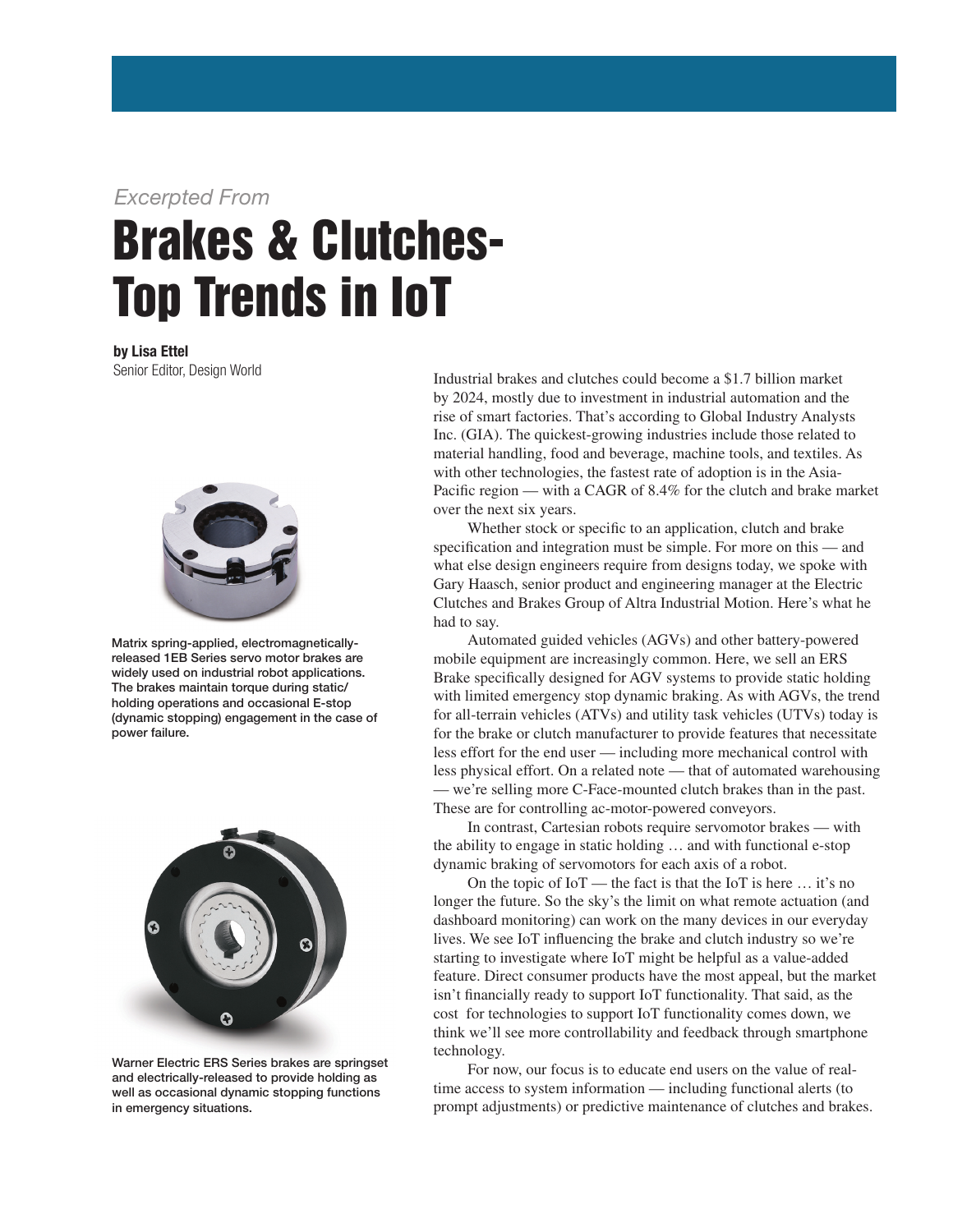*Excerpted From*

# Brakes & Clutches-Top Trends in IoT

**by Lisa Ettel**
Senior Editor, Design World

Matrix spring-applied, electromagnetically-released 1EB Series servo motor brakes are widely used on industrial robot applications. The brakes maintain torque during static/holding operations and occasional E-stop (dynamic stopping) engagement in the case of power failure.

Warner Electric ERS Series brakes are springset and electrically-released to provide holding as well as occasional dynamic stopping functions in emergency situations.

Industrial brakes and clutches could become a $1.7 billion market by 2024, mostly due to investment in industrial automation and the rise of smart factories. That's according to Global Industry Analysts Inc. (GIA). The quickest-growing industries include those related to material handling, food and beverage, machine tools, and textiles. As with other technologies, the fastest rate of adoption is in the Asia-Pacific region — with a CAGR of 8.4% for the clutch and brake market over the next six years.

Whether stock or specific to an application, clutch and brake specification and integration must be simple. For more on this — and what else design engineers require from designs today, we spoke with Gary Haasch, senior product and engineering manager at the Electric Clutches and Brakes Group of Altra Industrial Motion. Here's what he had to say.

Automated guided vehicles (AGVs) and other battery-powered mobile equipment are increasingly common. Here, we sell an ERS Brake specifically designed for AGV systems to provide static holding with limited emergency stop dynamic braking. As with AGVs, the trend for all-terrain vehicles (ATVs) and utility task vehicles (UTVs) today is for the brake or clutch manufacturer to provide features that necessitate less effort for the end user — including more mechanical control with less physical effort. On a related note — that of automated warehousing — we're selling more C-Face-mounted clutch brakes than in the past. These are for controlling ac-motor-powered conveyors.

In contrast, Cartesian robots require servomotor brakes — with the ability to engage in static holding … and with functional e-stop dynamic braking of servomotors for each axis of a robot.

On the topic of IoT — the fact is that the IoT is here … it's no longer the future. So the sky's the limit on what remote actuation (and dashboard monitoring) can work on the many devices in our everyday lives. We see IoT influencing the brake and clutch industry so we're starting to investigate where IoT might be helpful as a value-added feature. Direct consumer products have the most appeal, but the market isn't financially ready to support IoT functionality. That said, as the cost for technologies to support IoT functionality comes down, we think we'll see more controllability and feedback through smartphone technology.

For now, our focus is to educate end users on the value of real-time access to system information — including functional alerts (to prompt adjustments) or predictive maintenance of clutches and brakes.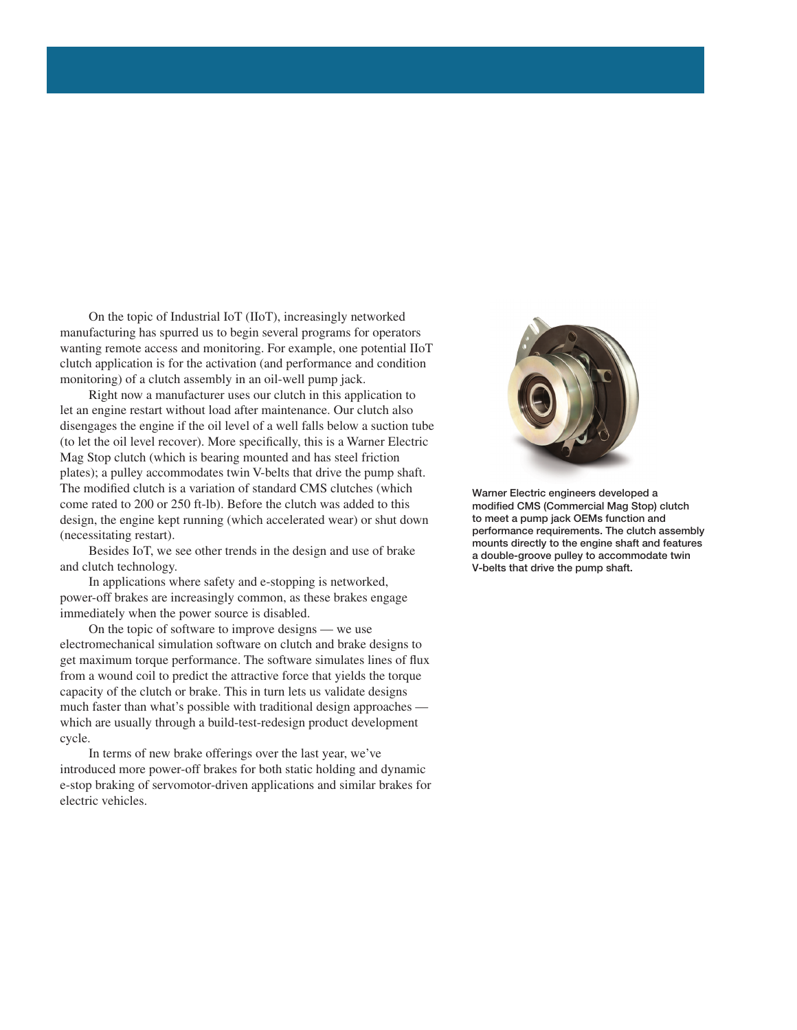On the topic of Industrial IoT (IIoT), increasingly networked manufacturing has spurred us to begin several programs for operators wanting remote access and monitoring. For example, one potential IIoT clutch application is for the activation (and performance and condition monitoring) of a clutch assembly in an oil-well pump jack.

Right now a manufacturer uses our clutch in this application to let an engine restart without load after maintenance. Our clutch also disengages the engine if the oil level of a well falls below a suction tube (to let the oil level recover). More specifically, this is a Warner Electric Mag Stop clutch (which is bearing mounted and has steel friction plates); a pulley accommodates twin V-belts that drive the pump shaft. The modified clutch is a variation of standard CMS clutches (which come rated to 200 or 250 ft-lb). Before the clutch was added to this design, the engine kept running (which accelerated wear) or shut down (necessitating restart).

Besides IoT, we see other trends in the design and use of brake and clutch technology.

In applications where safety and e-stopping is networked, power-off brakes are increasingly common, as these brakes engage immediately when the power source is disabled.

On the topic of software to improve designs — we use electromechanical simulation software on clutch and brake designs to get maximum torque performance. The software simulates lines of flux from a wound coil to predict the attractive force that yields the torque capacity of the clutch or brake. This in turn lets us validate designs much faster than what's possible with traditional design approaches — which are usually through a build-test-redesign product development cycle.

In terms of new brake offerings over the last year, we've introduced more power-off brakes for both static holding and dynamic e-stop braking of servomotor-driven applications and similar brakes for electric vehicles.

Warner Electric engineers developed a modified CMS (Commercial Mag Stop) clutch to meet a pump jack OEMs function and performance requirements. The clutch assembly mounts directly to the engine shaft and features a double-groove pulley to accommodate twin V-belts that drive the pump shaft.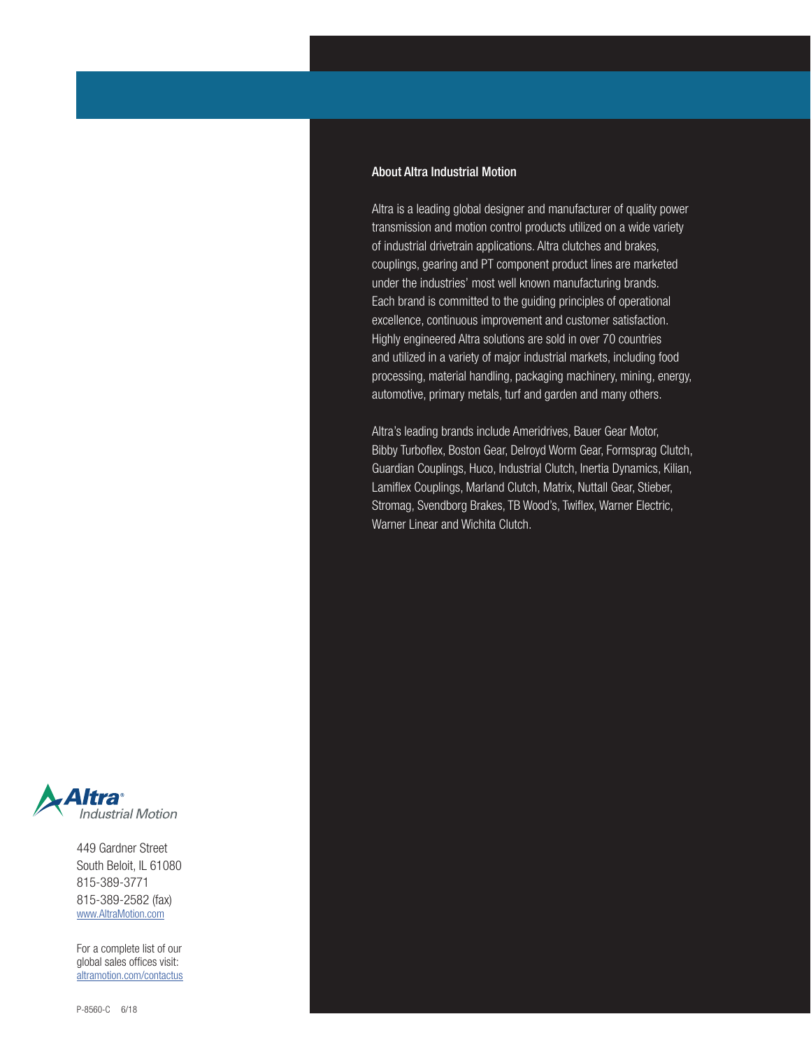## About Altra Industrial Motion

Altra is a leading global designer and manufacturer of quality power transmission and motion control products utilized on a wide variety of industrial drivetrain applications. Altra clutches and brakes, couplings, gearing and PT component product lines are marketed under the industries' most well known manufacturing brands. Each brand is committed to the guiding principles of operational excellence, continuous improvement and customer satisfaction. Highly engineered Altra solutions are sold in over 70 countries and utilized in a variety of major industrial markets, including food processing, material handling, packaging machinery, mining, energy, automotive, primary metals, turf and garden and many others.

Altra's leading brands include Ameridrives, Bauer Gear Motor, Bibby Turboflex, Boston Gear, Delroyd Worm Gear, Formsprag Clutch, Guardian Couplings, Huco, Industrial Clutch, Inertia Dynamics, Kilian, Lamiflex Couplings, Marland Clutch, Matrix, Nuttall Gear, Stieber, Stromag, Svendborg Brakes, TB Wood's, Twiflex, Warner Electric, Warner Linear and Wichita Clutch.

Altra® Industrial Motion

449 Gardner Street
South Beloit, IL 61080
815-389-3771
815-389-2582 (fax)
www.AltraMotion.com

For a complete list of our global sales offices visit:
altramotion.com/contactus

P-8560-C 6/18